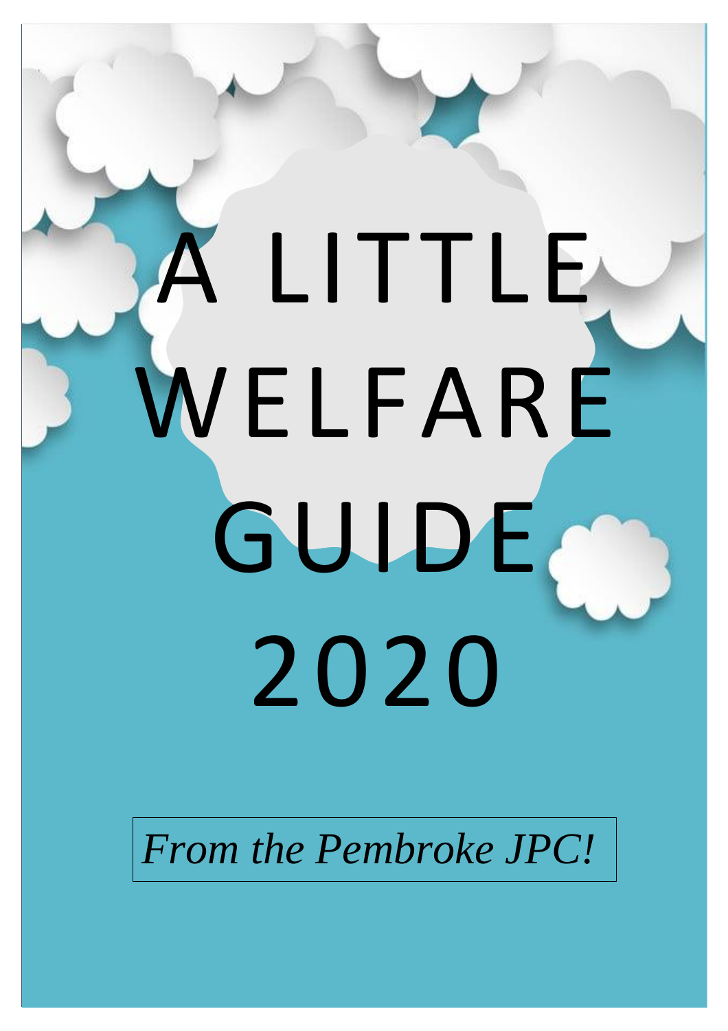# A LITTLE WELFARE GUIDE 2020

*From the Pembroke JPC!*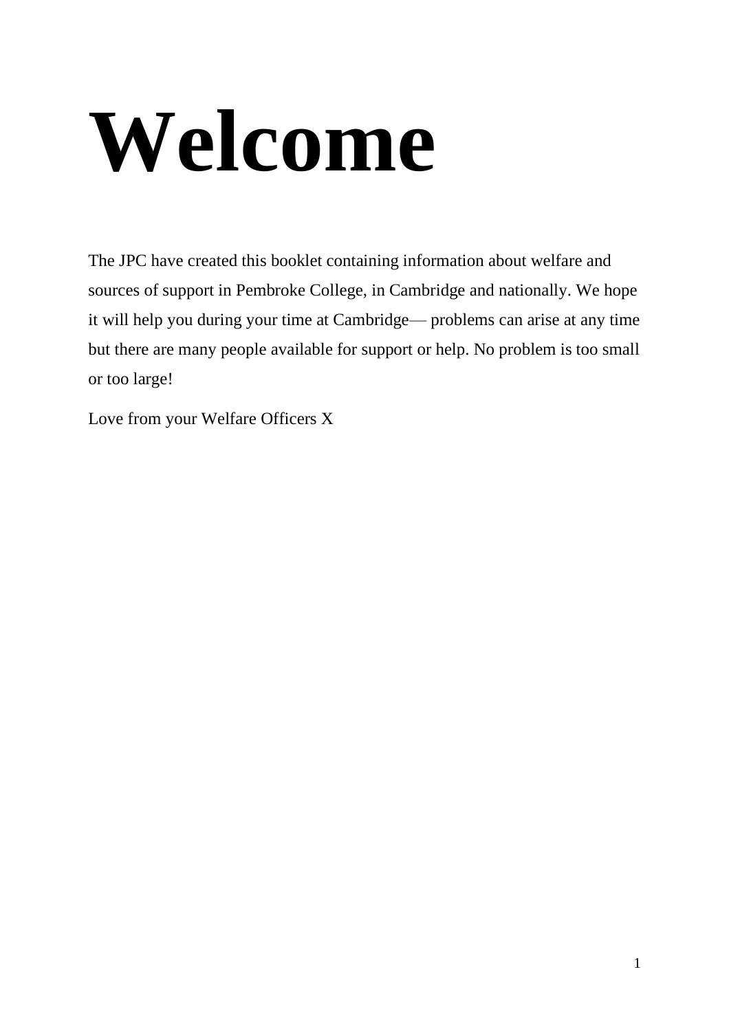# Welcome

The JPC have created this booklet containing information about welfare and sources of support in Pembroke College, in Cambridge and nationally. We hope it will help you during your time at Cambridge— problems can arise at any time but there are many people available for support or help. No problem is too small or too large!

Love from your Welfare Officers X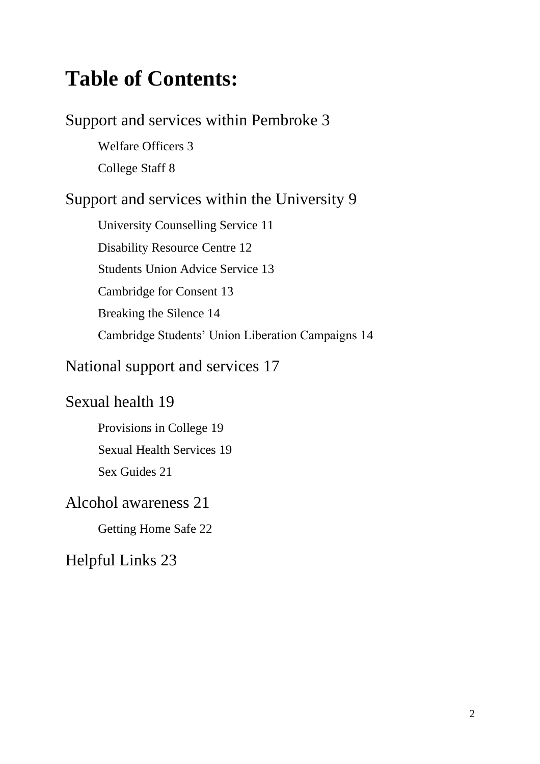# Table of Contents:

Support and services within Pembroke 3

- Welfare Officers 3
- College Staff 8

Support and services within the University 9

- University Counselling Service 11
- Disability Resource Centre 12
- Students Union Advice Service 13
- Cambridge for Consent 13
- Breaking the Silence 14
- Cambridge Students' Union Liberation Campaigns 14

National support and services 17

Sexual health 19

- Provisions in College 19
- Sexual Health Services 19
- Sex Guides 21

Alcohol awareness 21

- Getting Home Safe 22

Helpful Links 23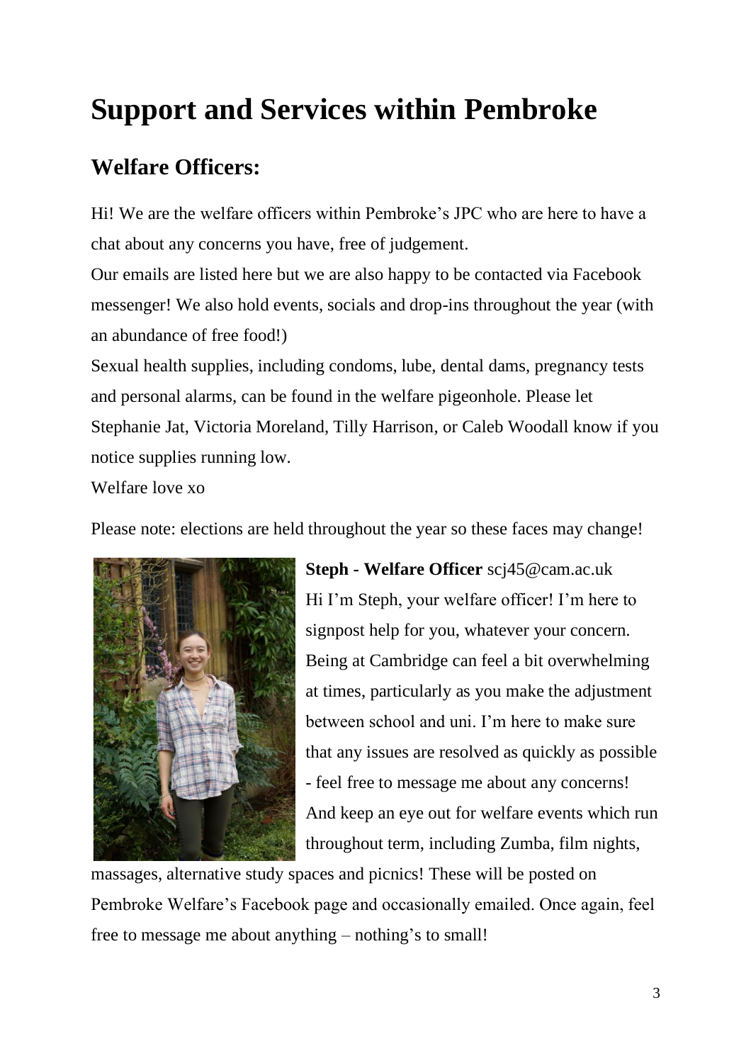# Support and Services within Pembroke

## Welfare Officers:

Hi! We are the welfare officers within Pembroke's JPC who are here to have a chat about any concerns you have, free of judgement.

Our emails are listed here but we are also happy to be contacted via Facebook messenger! We also hold events, socials and drop-ins throughout the year (with an abundance of free food!)

Sexual health supplies, including condoms, lube, dental dams, pregnancy tests and personal alarms, can be found in the welfare pigeonhole. Please let Stephanie Jat, Victoria Moreland, Tilly Harrison, or Caleb Woodall know if you notice supplies running low.

Welfare love xo

Please note: elections are held throughout the year so these faces may change!

**Steph - Welfare Officer** scj45@cam.ac.uk

Hi I'm Steph, your welfare officer! I'm here to signpost help for you, whatever your concern. Being at Cambridge can feel a bit overwhelming at times, particularly as you make the adjustment between school and uni. I'm here to make sure that any issues are resolved as quickly as possible - feel free to message me about any concerns! And keep an eye out for welfare events which run throughout term, including Zumba, film nights, massages, alternative study spaces and picnics! These will be posted on Pembroke Welfare's Facebook page and occasionally emailed. Once again, feel free to message me about anything – nothing's to small!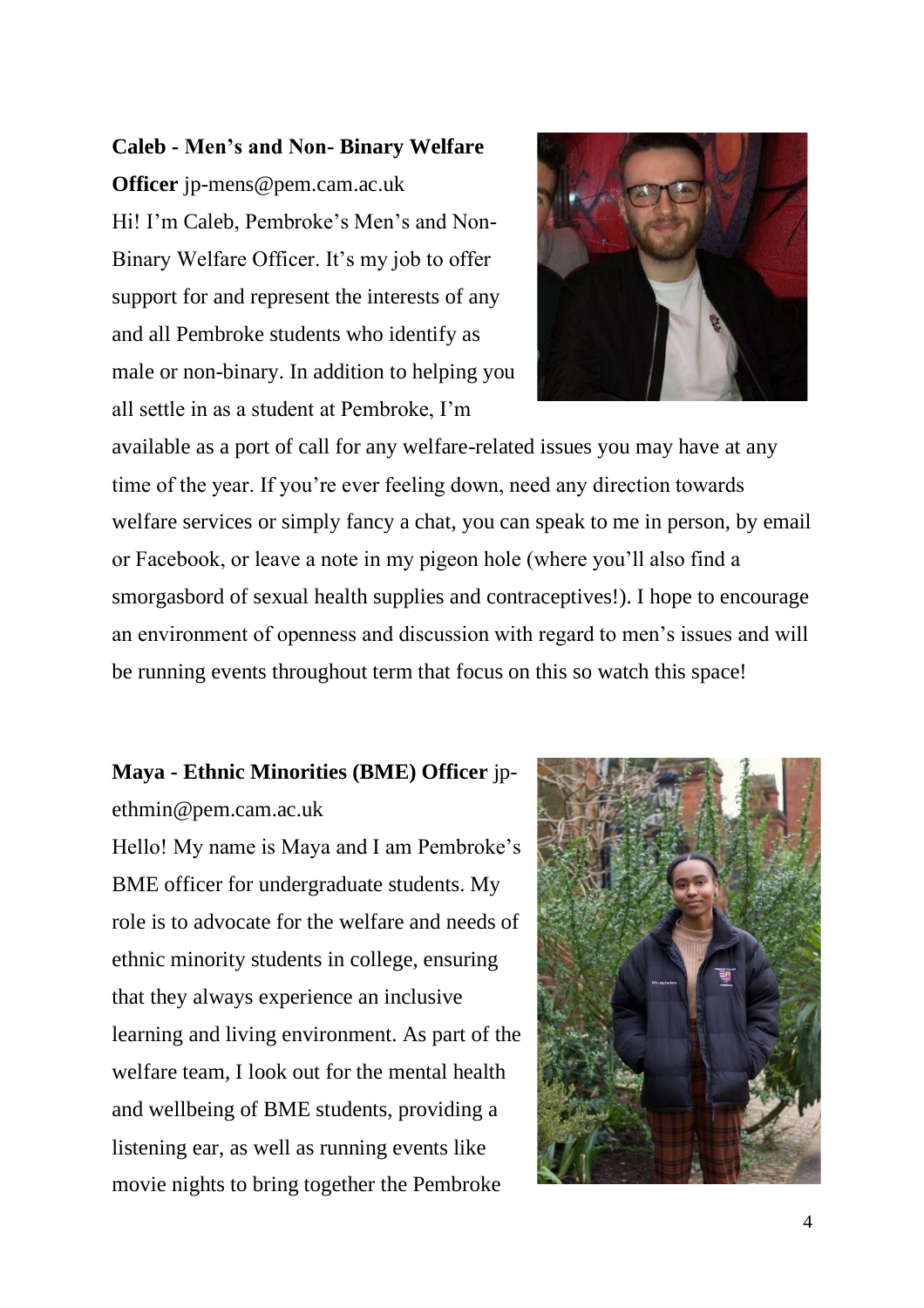**Caleb - Men's and Non- Binary Welfare Officer** jp-mens@pem.cam.ac.uk

Hi! I'm Caleb, Pembroke's Men's and Non-Binary Welfare Officer. It's my job to offer support for and represent the interests of any and all Pembroke students who identify as male or non-binary. In addition to helping you all settle in as a student at Pembroke, I'm available as a port of call for any welfare-related issues you may have at any time of the year. If you're ever feeling down, need any direction towards welfare services or simply fancy a chat, you can speak to me in person, by email or Facebook, or leave a note in my pigeon hole (where you'll also find a smorgasbord of sexual health supplies and contraceptives!). I hope to encourage an environment of openness and discussion with regard to men's issues and will be running events throughout term that focus on this so watch this space!

**Maya - Ethnic Minorities (BME) Officer** jp-ethmin@pem.cam.ac.uk

Hello! My name is Maya and I am Pembroke's BME officer for undergraduate students. My role is to advocate for the welfare and needs of ethnic minority students in college, ensuring that they always experience an inclusive learning and living environment. As part of the welfare team, I look out for the mental health and wellbeing of BME students, providing a listening ear, as well as running events like movie nights to bring together the Pembroke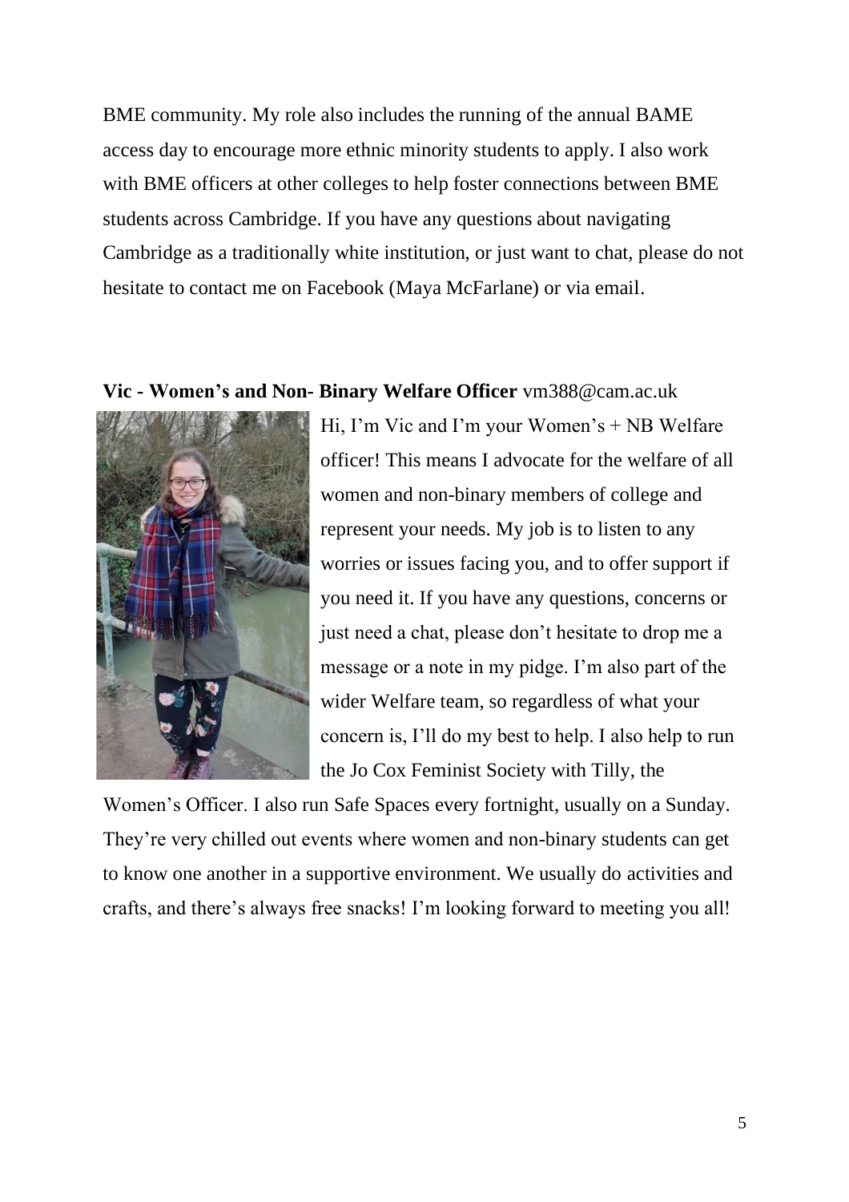BME community. My role also includes the running of the annual BAME access day to encourage more ethnic minority students to apply. I also work with BME officers at other colleges to help foster connections between BME students across Cambridge. If you have any questions about navigating Cambridge as a traditionally white institution, or just want to chat, please do not hesitate to contact me on Facebook (Maya McFarlane) or via email.

**Vic - Women's and Non- Binary Welfare Officer** vm388@cam.ac.uk

Hi, I'm Vic and I'm your Women's + NB Welfare officer! This means I advocate for the welfare of all women and non-binary members of college and represent your needs. My job is to listen to any worries or issues facing you, and to offer support if you need it. If you have any questions, concerns or just need a chat, please don't hesitate to drop me a message or a note in my pidge. I'm also part of the wider Welfare team, so regardless of what your concern is, I'll do my best to help. I also help to run the Jo Cox Feminist Society with Tilly, the Women's Officer. I also run Safe Spaces every fortnight, usually on a Sunday. They're very chilled out events where women and non-binary students can get to know one another in a supportive environment. We usually do activities and crafts, and there's always free snacks! I'm looking forward to meeting you all!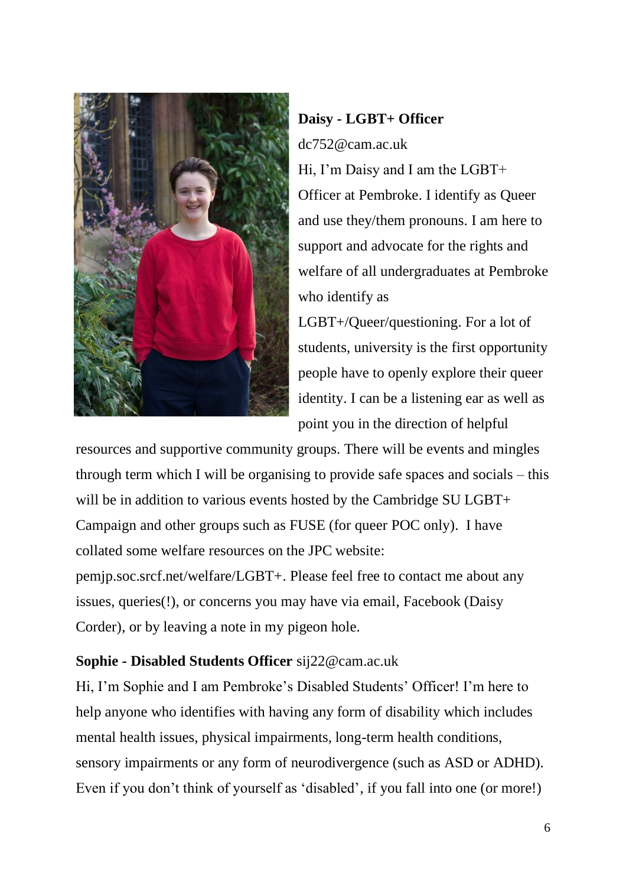**Daisy - LGBT+ Officer**

dc752@cam.ac.uk

Hi, I'm Daisy and I am the LGBT+ Officer at Pembroke. I identify as Queer and use they/them pronouns. I am here to support and advocate for the rights and welfare of all undergraduates at Pembroke who identify as LGBT+/Queer/questioning. For a lot of students, university is the first opportunity people have to openly explore their queer identity. I can be a listening ear as well as point you in the direction of helpful resources and supportive community groups. There will be events and mingles through term which I will be organising to provide safe spaces and socials – this will be in addition to various events hosted by the Cambridge SU LGBT+ Campaign and other groups such as FUSE (for queer POC only). I have collated some welfare resources on the JPC website: pemjp.soc.srcf.net/welfare/LGBT+. Please feel free to contact me about any issues, queries(!), or concerns you may have via email, Facebook (Daisy Corder), or by leaving a note in my pigeon hole.

**Sophie - Disabled Students Officer** sij22@cam.ac.uk

Hi, I'm Sophie and I am Pembroke's Disabled Students' Officer! I'm here to help anyone who identifies with having any form of disability which includes mental health issues, physical impairments, long-term health conditions, sensory impairments or any form of neurodivergence (such as ASD or ADHD). Even if you don't think of yourself as 'disabled', if you fall into one (or more!)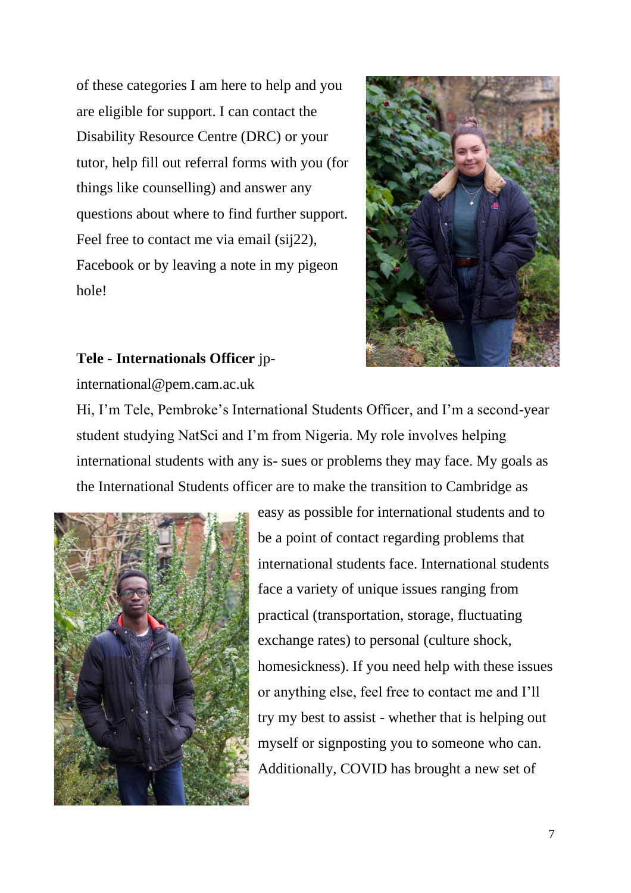of these categories I am here to help and you are eligible for support. I can contact the Disability Resource Centre (DRC) or your tutor, help fill out referral forms with you (for things like counselling) and answer any questions about where to find further support. Feel free to contact me via email (sij22), Facebook or by leaving a note in my pigeon hole!

**Tele - Internationals Officer** jp-international@pem.cam.ac.uk

Hi, I'm Tele, Pembroke's International Students Officer, and I'm a second-year student studying NatSci and I'm from Nigeria. My role involves helping international students with any is- sues or problems they may face. My goals as the International Students officer are to make the transition to Cambridge as easy as possible for international students and to be a point of contact regarding problems that international students face. International students face a variety of unique issues ranging from practical (transportation, storage, fluctuating exchange rates) to personal (culture shock, homesickness). If you need help with these issues or anything else, feel free to contact me and I'll try my best to assist - whether that is helping out myself or signposting you to someone who can. Additionally, COVID has brought a new set of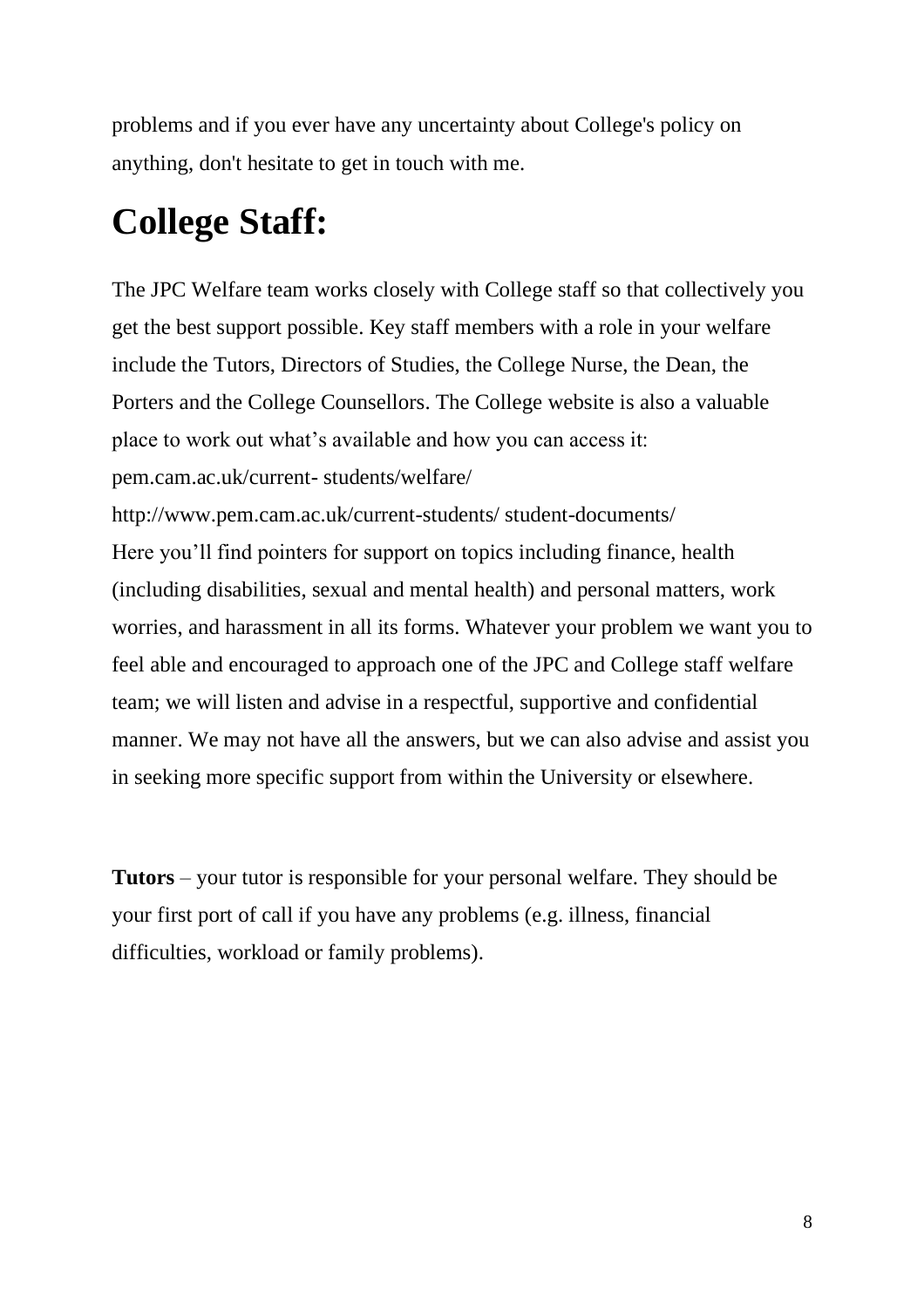problems and if you ever have any uncertainty about College's policy on anything, don't hesitate to get in touch with me.

# College Staff:

The JPC Welfare team works closely with College staff so that collectively you get the best support possible. Key staff members with a role in your welfare include the Tutors, Directors of Studies, the College Nurse, the Dean, the Porters and the College Counsellors. The College website is also a valuable place to work out what's available and how you can access it:
pem.cam.ac.uk/current- students/welfare/
http://www.pem.cam.ac.uk/current-students/ student-documents/
Here you'll find pointers for support on topics including finance, health (including disabilities, sexual and mental health) and personal matters, work worries, and harassment in all its forms. Whatever your problem we want you to feel able and encouraged to approach one of the JPC and College staff welfare team; we will listen and advise in a respectful, supportive and confidential manner. We may not have all the answers, but we can also advise and assist you in seeking more specific support from within the University or elsewhere.

**Tutors** – your tutor is responsible for your personal welfare. They should be your first port of call if you have any problems (e.g. illness, financial difficulties, workload or family problems).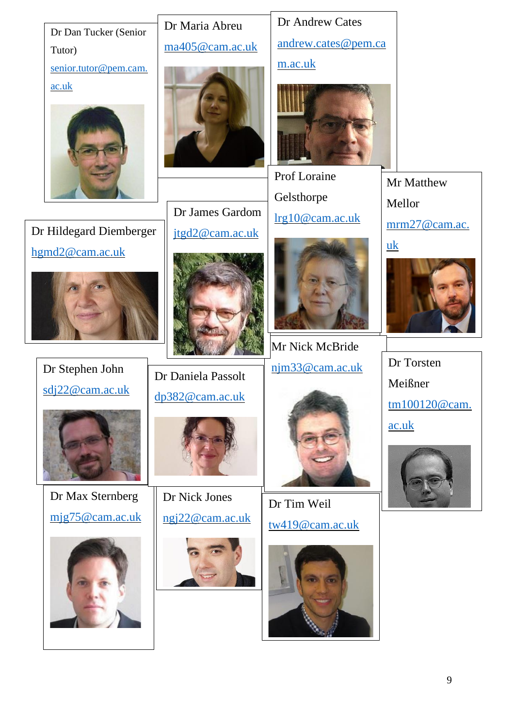Dr Dan Tucker (Senior Tutor)
senior.tutor@pem.cam.ac.uk

Dr Maria Abreu
ma405@cam.ac.uk

Dr Andrew Cates
andrew.cates@pem.cam.ac.uk

Prof Loraine Gelsthorpe
lrg10@cam.ac.uk

Mr Matthew Mellor
mrm27@cam.ac.uk

Dr James Gardom
jtgd2@cam.ac.uk

Dr Hildegard Diemberger
hgmd2@cam.ac.uk

Mr Nick McBride
njm33@cam.ac.uk

Dr Torsten Meißner
tm100120@cam.ac.uk

Dr Stephen John
sdj22@cam.ac.uk

Dr Daniela Passolt
dp382@cam.ac.uk

Dr Max Sternberg
mjg75@cam.ac.uk

Dr Nick Jones
ngj22@cam.ac.uk

Dr Tim Weil
tw419@cam.ac.uk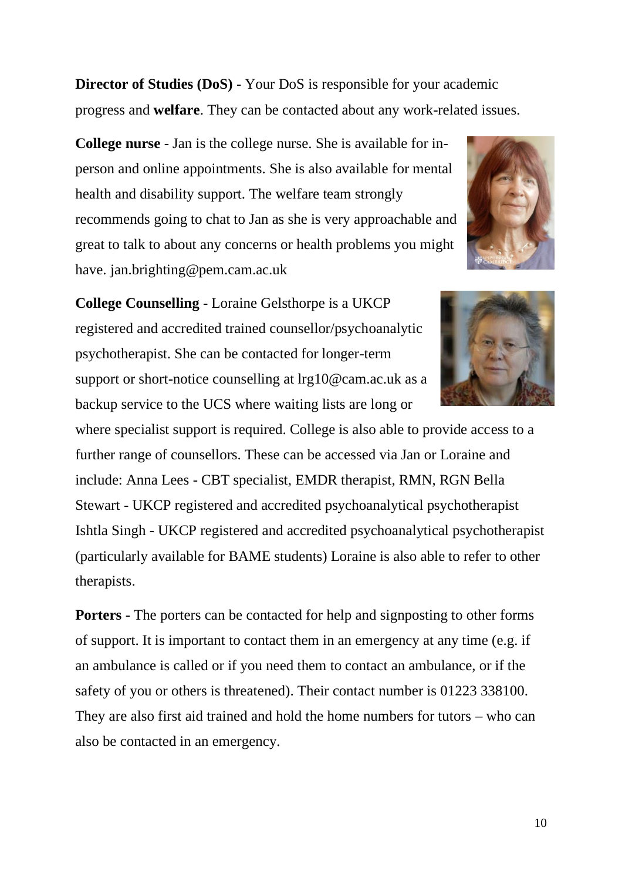**Director of Studies (DoS)** - Your DoS is responsible for your academic progress and **welfare**. They can be contacted about any work-related issues.

**College nurse** - Jan is the college nurse. She is available for in-person and online appointments. She is also available for mental health and disability support. The welfare team strongly recommends going to chat to Jan as she is very approachable and great to talk to about any concerns or health problems you might have. jan.brighting@pem.cam.ac.uk

**College Counselling** - Loraine Gelsthorpe is a UKCP registered and accredited trained counsellor/psychoanalytic psychotherapist. She can be contacted for longer-term support or short-notice counselling at lrg10@cam.ac.uk as a backup service to the UCS where waiting lists are long or where specialist support is required. College is also able to provide access to a further range of counsellors. These can be accessed via Jan or Loraine and include: Anna Lees - CBT specialist, EMDR therapist, RMN, RGN Bella Stewart - UKCP registered and accredited psychoanalytical psychotherapist Ishtla Singh - UKCP registered and accredited psychoanalytical psychotherapist (particularly available for BAME students) Loraine is also able to refer to other therapists.

**Porters** - The porters can be contacted for help and signposting to other forms of support. It is important to contact them in an emergency at any time (e.g. if an ambulance is called or if you need them to contact an ambulance, or if the safety of you or others is threatened). Their contact number is 01223 338100. They are also first aid trained and hold the home numbers for tutors – who can also be contacted in an emergency.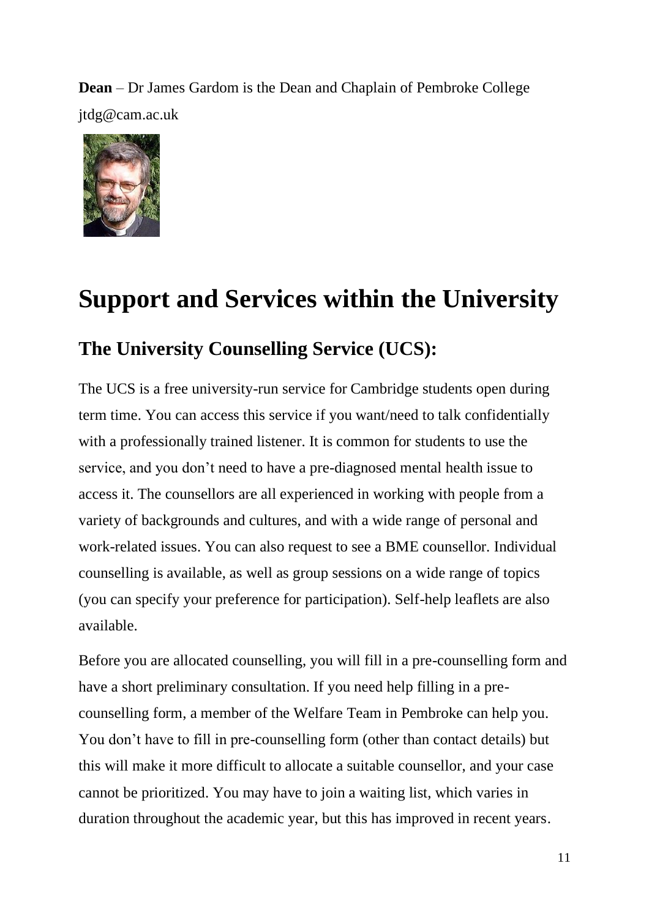**Dean** – Dr James Gardom is the Dean and Chaplain of Pembroke College jtdg@cam.ac.uk

# Support and Services within the University

## The University Counselling Service (UCS):

The UCS is a free university-run service for Cambridge students open during term time. You can access this service if you want/need to talk confidentially with a professionally trained listener. It is common for students to use the service, and you don't need to have a pre-diagnosed mental health issue to access it. The counsellors are all experienced in working with people from a variety of backgrounds and cultures, and with a wide range of personal and work-related issues. You can also request to see a BME counsellor. Individual counselling is available, as well as group sessions on a wide range of topics (you can specify your preference for participation). Self-help leaflets are also available.

Before you are allocated counselling, you will fill in a pre-counselling form and have a short preliminary consultation. If you need help filling in a pre-counselling form, a member of the Welfare Team in Pembroke can help you. You don't have to fill in pre-counselling form (other than contact details) but this will make it more difficult to allocate a suitable counsellor, and your case cannot be prioritized. You may have to join a waiting list, which varies in duration throughout the academic year, but this has improved in recent years.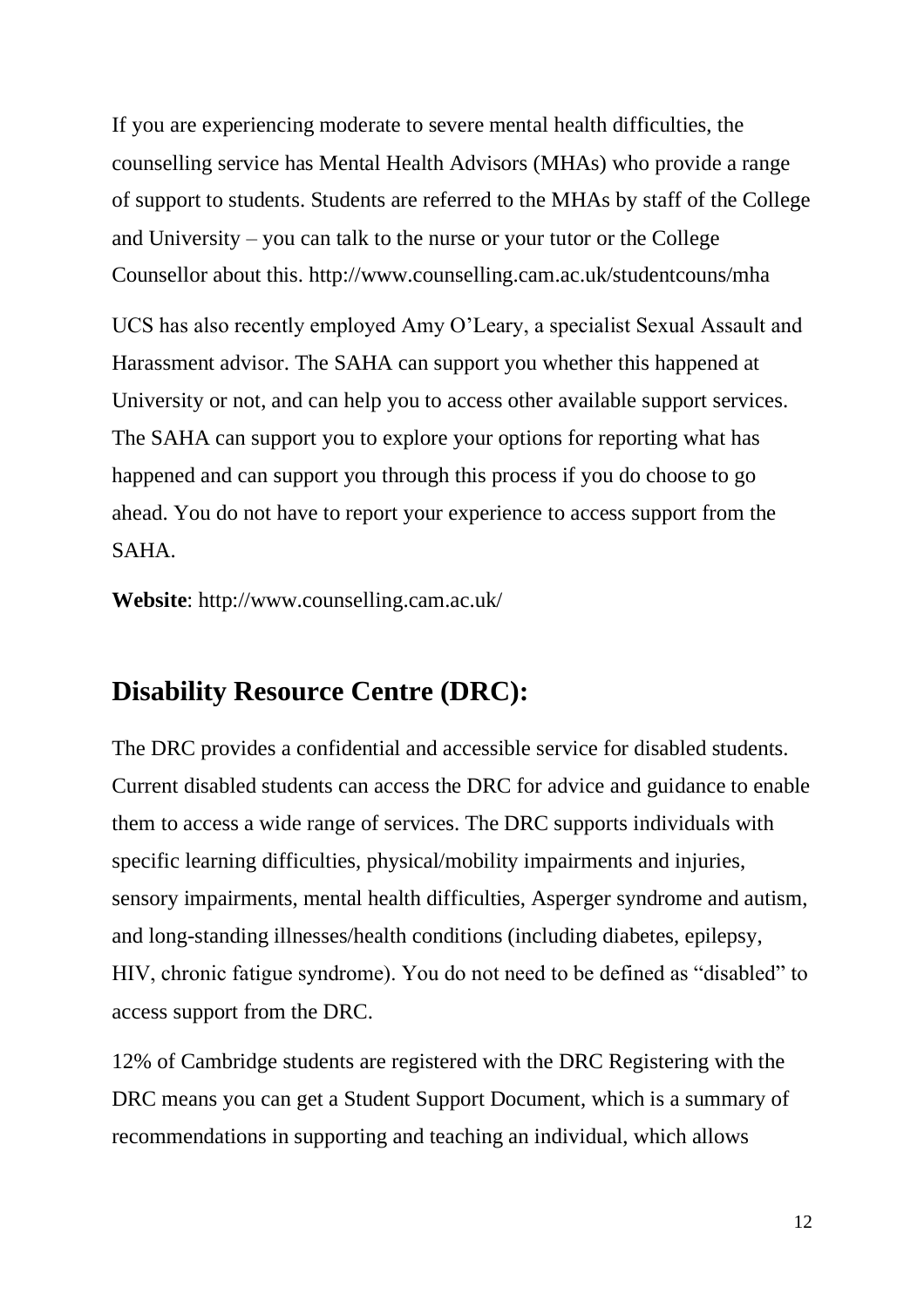If you are experiencing moderate to severe mental health difficulties, the counselling service has Mental Health Advisors (MHAs) who provide a range of support to students. Students are referred to the MHAs by staff of the College and University – you can talk to the nurse or your tutor or the College Counsellor about this. http://www.counselling.cam.ac.uk/studentcouns/mha

UCS has also recently employed Amy O'Leary, a specialist Sexual Assault and Harassment advisor. The SAHA can support you whether this happened at University or not, and can help you to access other available support services. The SAHA can support you to explore your options for reporting what has happened and can support you through this process if you do choose to go ahead. You do not have to report your experience to access support from the SAHA.

**Website**: http://www.counselling.cam.ac.uk/

## Disability Resource Centre (DRC):

The DRC provides a confidential and accessible service for disabled students. Current disabled students can access the DRC for advice and guidance to enable them to access a wide range of services. The DRC supports individuals with specific learning difficulties, physical/mobility impairments and injuries, sensory impairments, mental health difficulties, Asperger syndrome and autism, and long-standing illnesses/health conditions (including diabetes, epilepsy, HIV, chronic fatigue syndrome). You do not need to be defined as "disabled" to access support from the DRC.

12% of Cambridge students are registered with the DRC Registering with the DRC means you can get a Student Support Document, which is a summary of recommendations in supporting and teaching an individual, which allows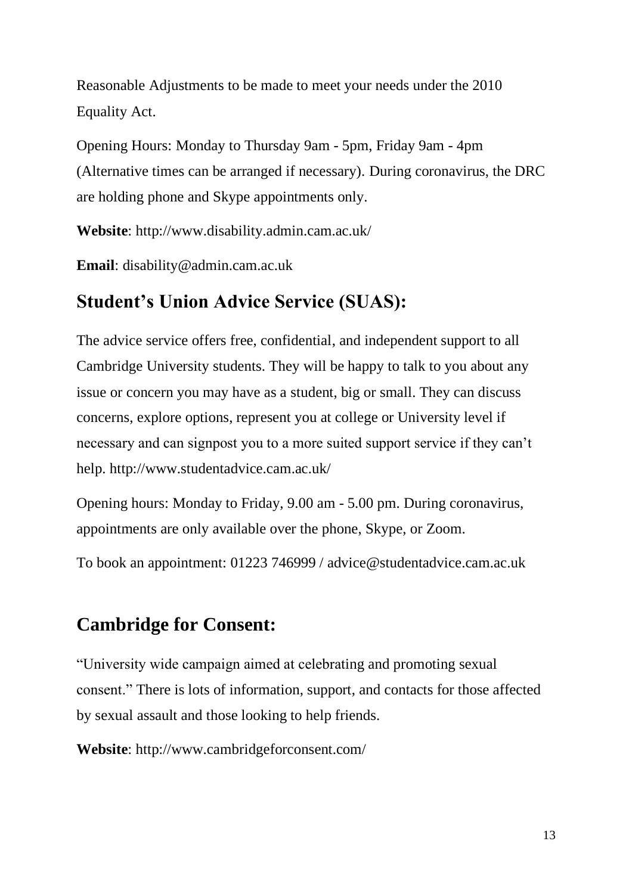Reasonable Adjustments to be made to meet your needs under the 2010 Equality Act.

Opening Hours: Monday to Thursday 9am - 5pm, Friday 9am - 4pm (Alternative times can be arranged if necessary). During coronavirus, the DRC are holding phone and Skype appointments only.

**Website**: http://www.disability.admin.cam.ac.uk/

**Email**: disability@admin.cam.ac.uk

## Student's Union Advice Service (SUAS):

The advice service offers free, confidential, and independent support to all Cambridge University students. They will be happy to talk to you about any issue or concern you may have as a student, big or small. They can discuss concerns, explore options, represent you at college or University level if necessary and can signpost you to a more suited support service if they can't help. http://www.studentadvice.cam.ac.uk/

Opening hours: Monday to Friday, 9.00 am - 5.00 pm. During coronavirus, appointments are only available over the phone, Skype, or Zoom.

To book an appointment: 01223 746999 / advice@studentadvice.cam.ac.uk

## Cambridge for Consent:

"University wide campaign aimed at celebrating and promoting sexual consent." There is lots of information, support, and contacts for those affected by sexual assault and those looking to help friends.

**Website**: http://www.cambridgeforconsent.com/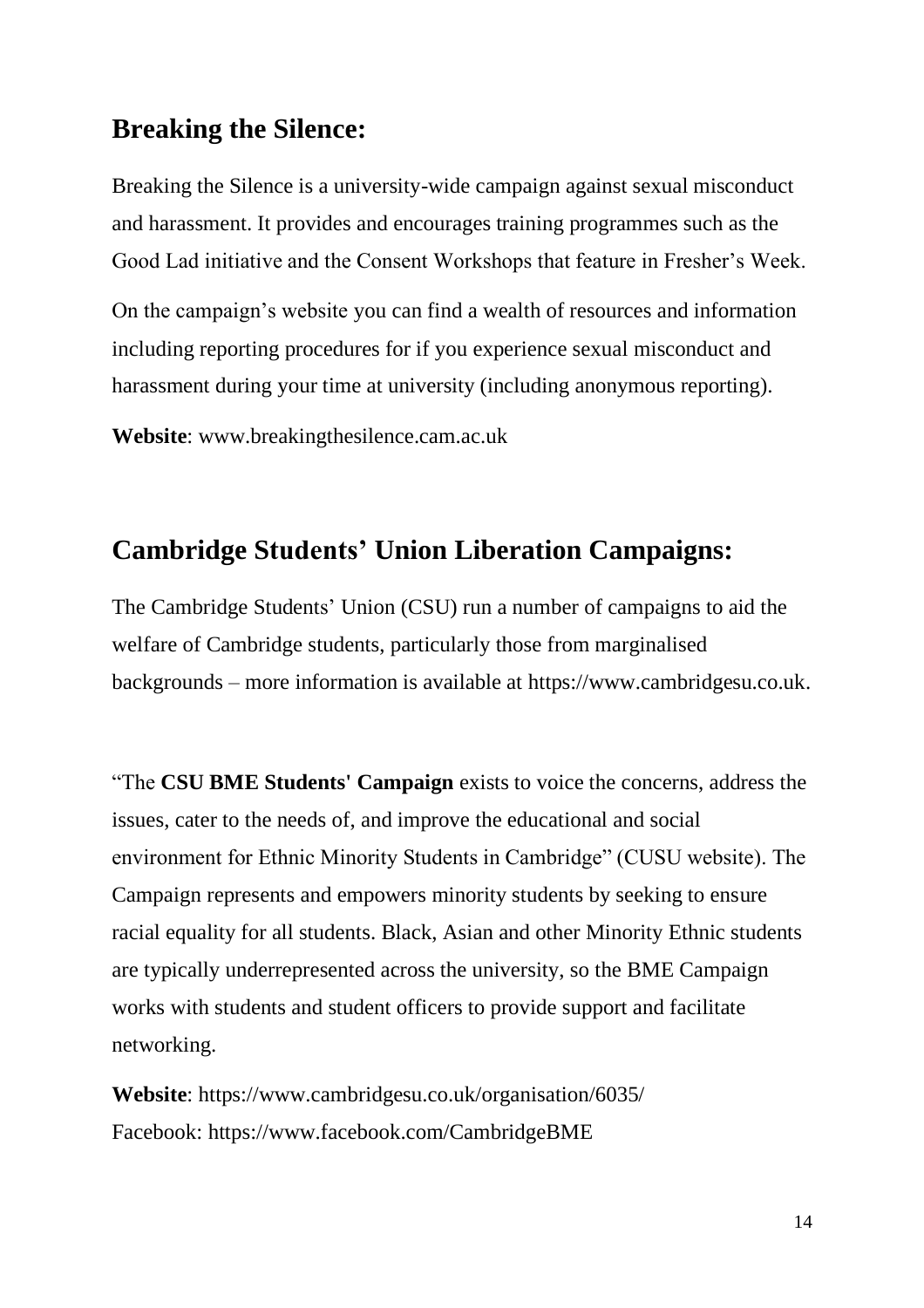## Breaking the Silence:

Breaking the Silence is a university-wide campaign against sexual misconduct and harassment. It provides and encourages training programmes such as the Good Lad initiative and the Consent Workshops that feature in Fresher's Week.

On the campaign's website you can find a wealth of resources and information including reporting procedures for if you experience sexual misconduct and harassment during your time at university (including anonymous reporting).

**Website**: www.breakingthesilence.cam.ac.uk

## Cambridge Students' Union Liberation Campaigns:

The Cambridge Students' Union (CSU) run a number of campaigns to aid the welfare of Cambridge students, particularly those from marginalised backgrounds – more information is available at https://www.cambridgesu.co.uk.

"The **CSU BME Students' Campaign** exists to voice the concerns, address the issues, cater to the needs of, and improve the educational and social environment for Ethnic Minority Students in Cambridge" (CUSU website). The Campaign represents and empowers minority students by seeking to ensure racial equality for all students. Black, Asian and other Minority Ethnic students are typically underrepresented across the university, so the BME Campaign works with students and student officers to provide support and facilitate networking.

**Website**: https://www.cambridgesu.co.uk/organisation/6035/
Facebook: https://www.facebook.com/CambridgeBME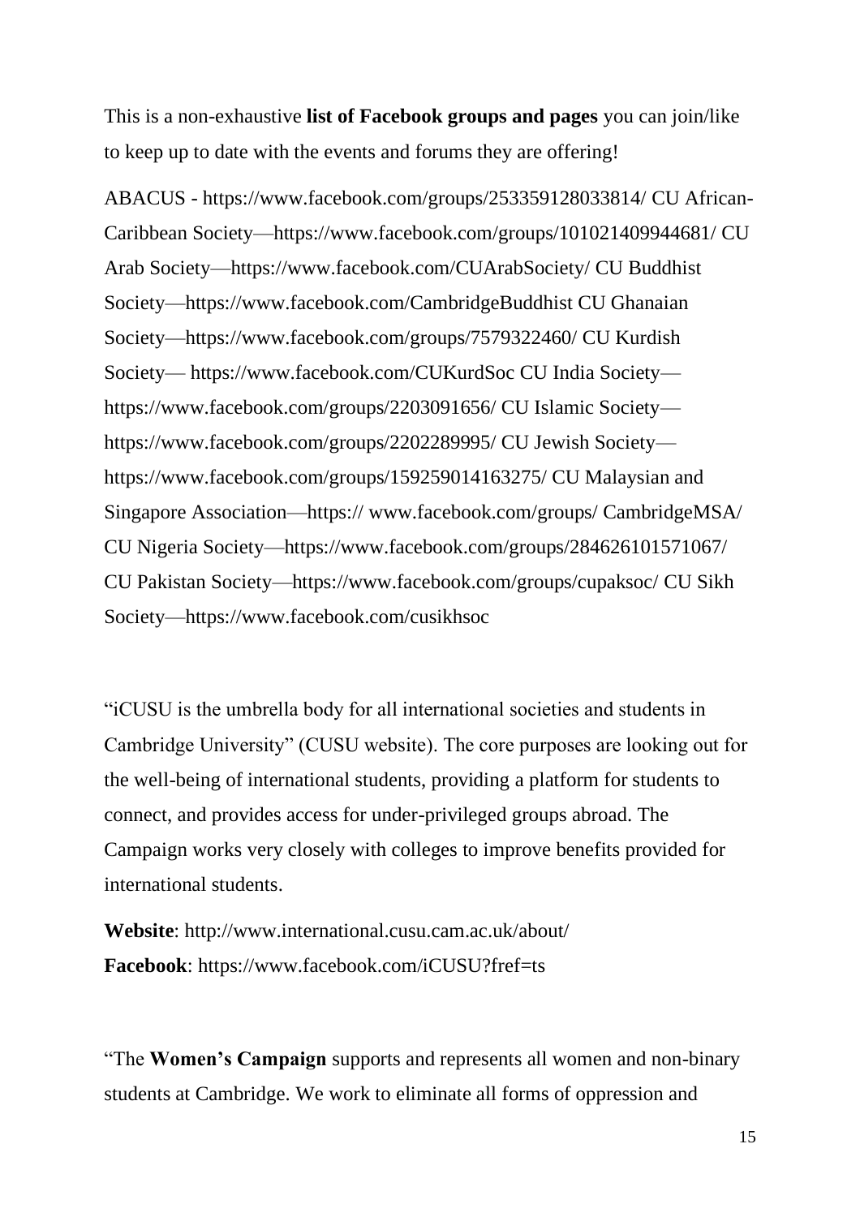This is a non-exhaustive **list of Facebook groups and pages** you can join/like to keep up to date with the events and forums they are offering!

ABACUS - https://www.facebook.com/groups/253359128033814/ CU African-Caribbean Society—https://www.facebook.com/groups/101021409944681/ CU Arab Society—https://www.facebook.com/CUArabSociety/ CU Buddhist Society—https://www.facebook.com/CambridgeBuddhist CU Ghanaian Society—https://www.facebook.com/groups/7579322460/ CU Kurdish Society— https://www.facebook.com/CUKurdSoc CU India Society—https://www.facebook.com/groups/2203091656/ CU Islamic Society—https://www.facebook.com/groups/2202289995/ CU Jewish Society—https://www.facebook.com/groups/159259014163275/ CU Malaysian and Singapore Association—https:// www.facebook.com/groups/ CambridgeMSA/ CU Nigeria Society—https://www.facebook.com/groups/284626101571067/ CU Pakistan Society—https://www.facebook.com/groups/cupaksoc/ CU Sikh Society—https://www.facebook.com/cusikhsoc

"iCUSU is the umbrella body for all international societies and students in Cambridge University" (CUSU website). The core purposes are looking out for the well-being of international students, providing a platform for students to connect, and provides access for under-privileged groups abroad. The Campaign works very closely with colleges to improve benefits provided for international students.

**Website**: http://www.international.cusu.cam.ac.uk/about/
**Facebook**: https://www.facebook.com/iCUSU?fref=ts

"The **Women's Campaign** supports and represents all women and non-binary students at Cambridge. We work to eliminate all forms of oppression and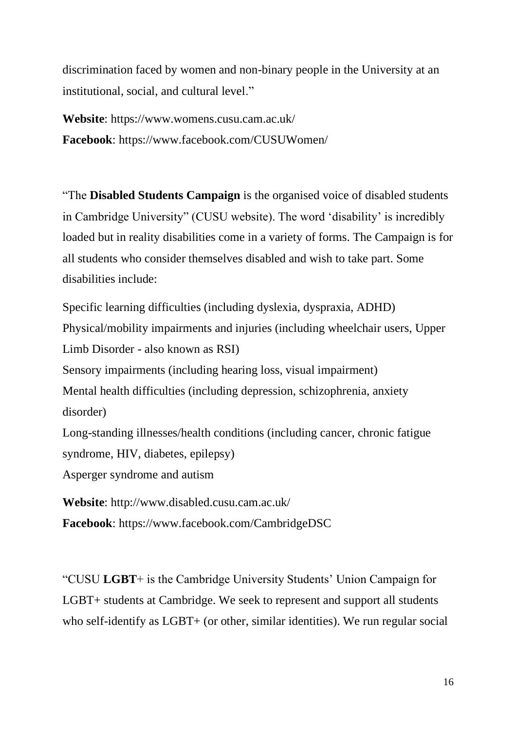discrimination faced by women and non-binary people in the University at an institutional, social, and cultural level."

**Website**: https://www.womens.cusu.cam.ac.uk/
**Facebook**: https://www.facebook.com/CUSUWomen/

"The **Disabled Students Campaign** is the organised voice of disabled students in Cambridge University" (CUSU website). The word 'disability' is incredibly loaded but in reality disabilities come in a variety of forms. The Campaign is for all students who consider themselves disabled and wish to take part. Some disabilities include:

Specific learning difficulties (including dyslexia, dyspraxia, ADHD)
Physical/mobility impairments and injuries (including wheelchair users, Upper Limb Disorder - also known as RSI)
Sensory impairments (including hearing loss, visual impairment)
Mental health difficulties (including depression, schizophrenia, anxiety disorder)
Long-standing illnesses/health conditions (including cancer, chronic fatigue syndrome, HIV, diabetes, epilepsy)
Asperger syndrome and autism

**Website**: http://www.disabled.cusu.cam.ac.uk/
**Facebook**: https://www.facebook.com/CambridgeDSC

"CUSU **LGBT**+ is the Cambridge University Students' Union Campaign for LGBT+ students at Cambridge. We seek to represent and support all students who self-identify as LGBT+ (or other, similar identities). We run regular social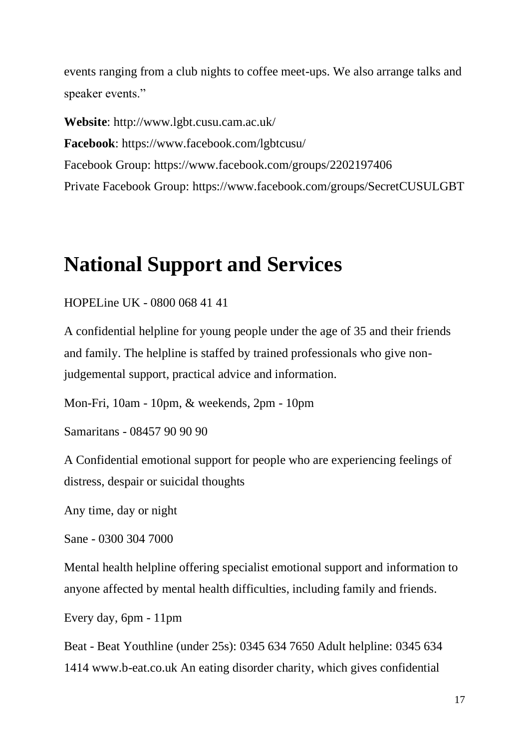events ranging from a club nights to coffee meet-ups. We also arrange talks and speaker events."

**Website**: http://www.lgbt.cusu.cam.ac.uk/  
**Facebook**: https://www.facebook.com/lgbtcusu/  
Facebook Group: https://www.facebook.com/groups/2202197406  
Private Facebook Group: https://www.facebook.com/groups/SecretCUSULGBT

# National Support and Services

HOPELine UK - 0800 068 41 41

A confidential helpline for young people under the age of 35 and their friends and family. The helpline is staffed by trained professionals who give non-judgemental support, practical advice and information.

Mon-Fri, 10am - 10pm, & weekends, 2pm - 10pm

Samaritans - 08457 90 90 90

A Confidential emotional support for people who are experiencing feelings of distress, despair or suicidal thoughts

Any time, day or night

Sane - 0300 304 7000

Mental health helpline offering specialist emotional support and information to anyone affected by mental health difficulties, including family and friends.

Every day, 6pm - 11pm

Beat - Beat Youthline (under 25s): 0345 634 7650 Adult helpline: 0345 634 1414 www.b-eat.co.uk An eating disorder charity, which gives confidential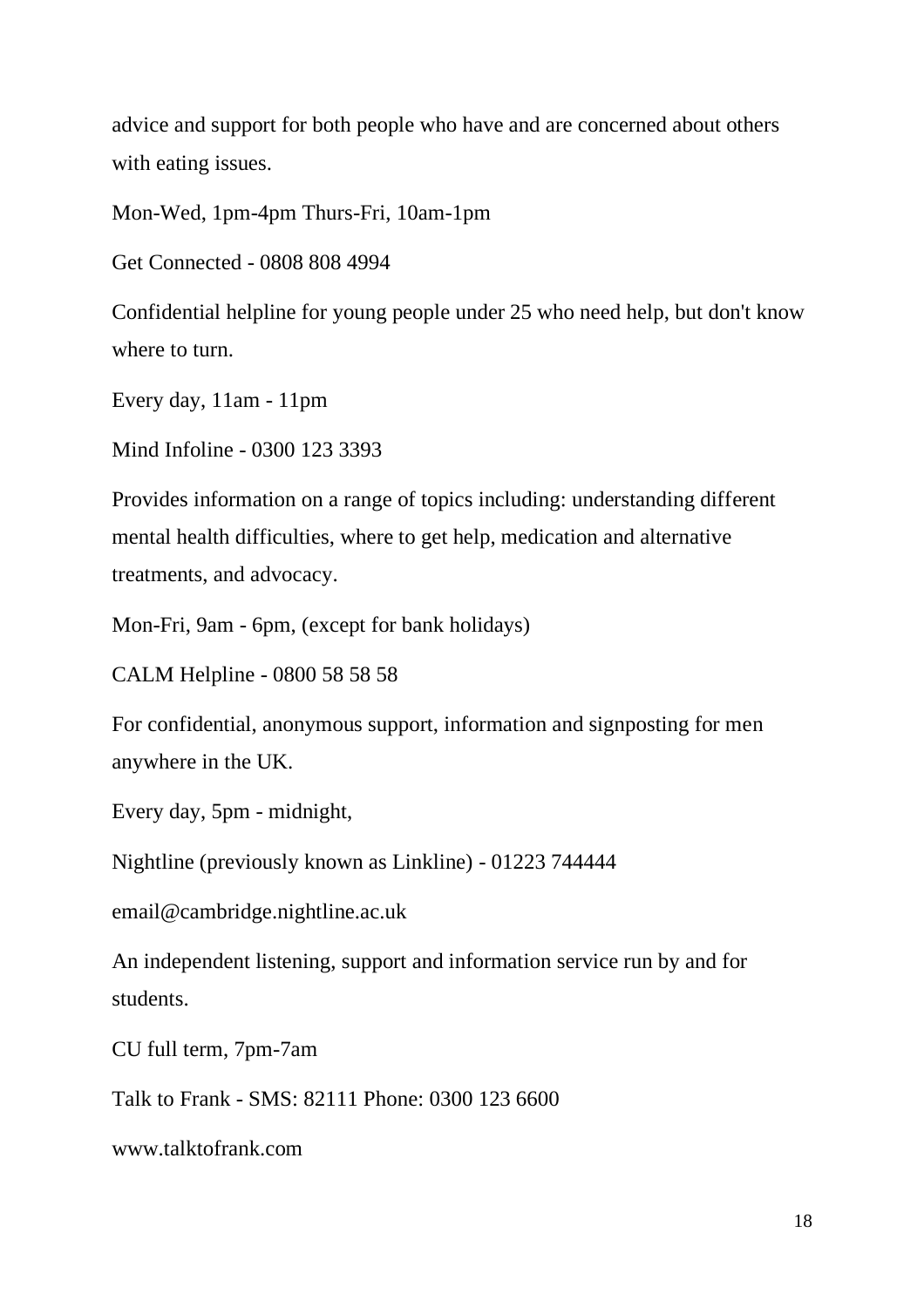advice and support for both people who have and are concerned about others with eating issues.

Mon-Wed, 1pm-4pm Thurs-Fri, 10am-1pm

Get Connected - 0808 808 4994

Confidential helpline for young people under 25 who need help, but don't know where to turn.

Every day, 11am - 11pm

Mind Infoline - 0300 123 3393

Provides information on a range of topics including: understanding different mental health difficulties, where to get help, medication and alternative treatments, and advocacy.

Mon-Fri, 9am - 6pm, (except for bank holidays)

CALM Helpline - 0800 58 58 58

For confidential, anonymous support, information and signposting for men anywhere in the UK.

Every day, 5pm - midnight,

Nightline (previously known as Linkline) - 01223 744444

email@cambridge.nightline.ac.uk

An independent listening, support and information service run by and for students.

CU full term, 7pm-7am

Talk to Frank - SMS: 82111 Phone: 0300 123 6600

www.talktofrank.com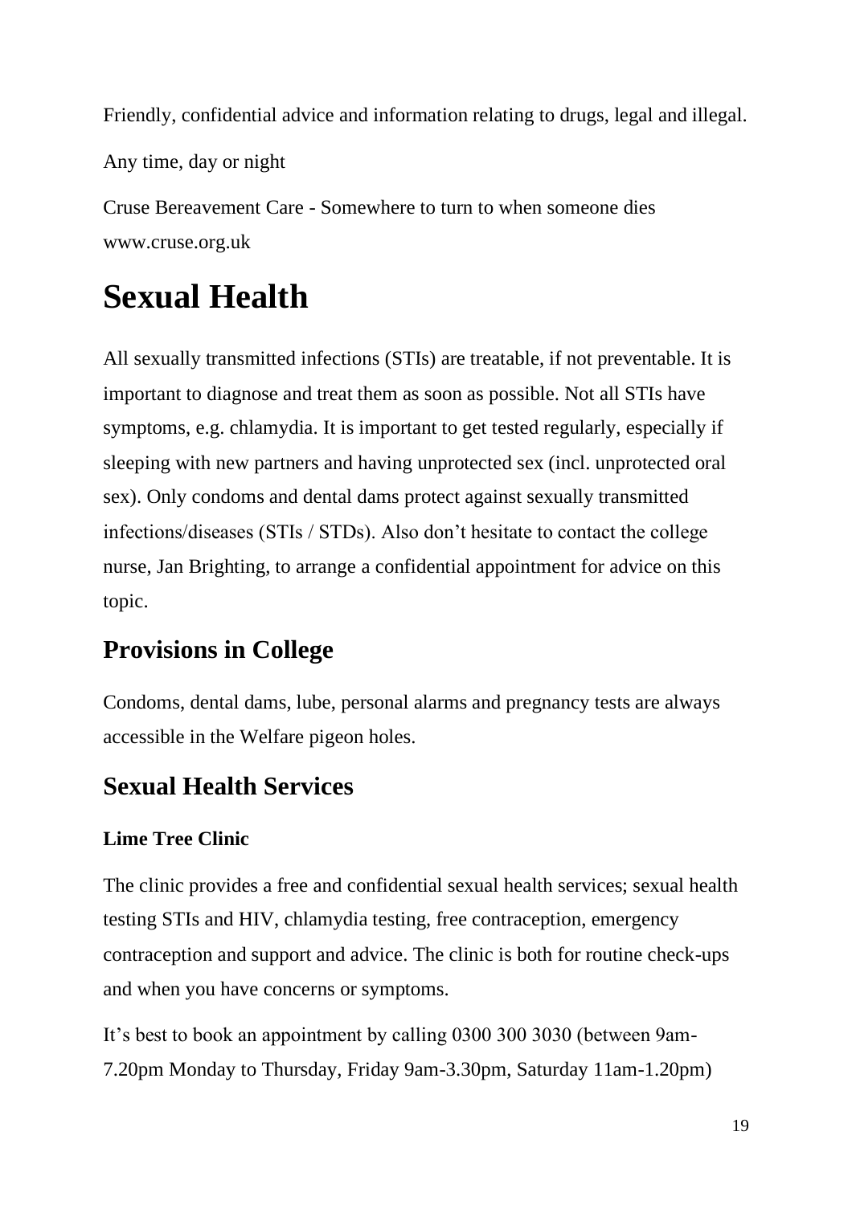Friendly, confidential advice and information relating to drugs, legal and illegal.

Any time, day or night

Cruse Bereavement Care - Somewhere to turn to when someone dies www.cruse.org.uk

# Sexual Health

All sexually transmitted infections (STIs) are treatable, if not preventable. It is important to diagnose and treat them as soon as possible. Not all STIs have symptoms, e.g. chlamydia. It is important to get tested regularly, especially if sleeping with new partners and having unprotected sex (incl. unprotected oral sex). Only condoms and dental dams protect against sexually transmitted infections/diseases (STIs / STDs). Also don't hesitate to contact the college nurse, Jan Brighting, to arrange a confidential appointment for advice on this topic.

## Provisions in College

Condoms, dental dams, lube, personal alarms and pregnancy tests are always accessible in the Welfare pigeon holes.

## Sexual Health Services

### Lime Tree Clinic

The clinic provides a free and confidential sexual health services; sexual health testing STIs and HIV, chlamydia testing, free contraception, emergency contraception and support and advice. The clinic is both for routine check-ups and when you have concerns or symptoms.

It's best to book an appointment by calling 0300 300 3030 (between 9am-7.20pm Monday to Thursday, Friday 9am-3.30pm, Saturday 11am-1.20pm)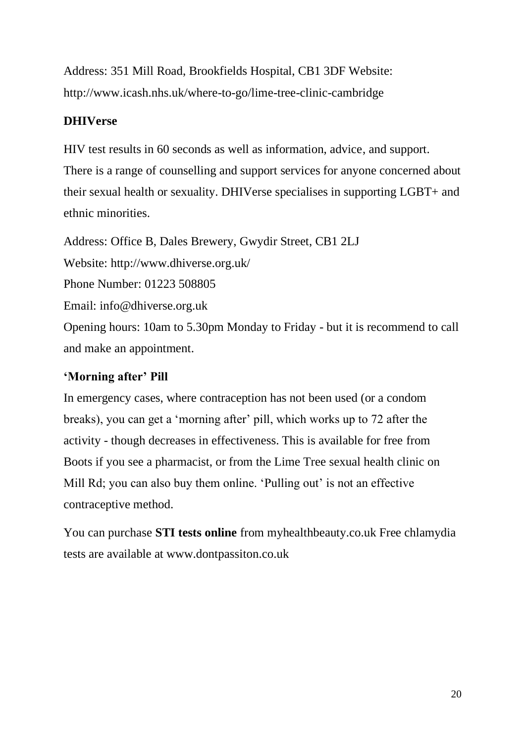Address: 351 Mill Road, Brookfields Hospital, CB1 3DF Website: http://www.icash.nhs.uk/where-to-go/lime-tree-clinic-cambridge

**DHIVerse**

HIV test results in 60 seconds as well as information, advice, and support. There is a range of counselling and support services for anyone concerned about their sexual health or sexuality. DHIVerse specialises in supporting LGBT+ and ethnic minorities.

Address: Office B, Dales Brewery, Gwydir Street, CB1 2LJ
Website: http://www.dhiverse.org.uk/
Phone Number: 01223 508805
Email: info@dhiverse.org.uk
Opening hours: 10am to 5.30pm Monday to Friday - but it is recommend to call and make an appointment.

**'Morning after' Pill**

In emergency cases, where contraception has not been used (or a condom breaks), you can get a 'morning after' pill, which works up to 72 after the activity - though decreases in effectiveness. This is available for free from Boots if you see a pharmacist, or from the Lime Tree sexual health clinic on Mill Rd; you can also buy them online. 'Pulling out' is not an effective contraceptive method.

You can purchase **STI tests online** from myhealthbeauty.co.uk Free chlamydia tests are available at www.dontpassiton.co.uk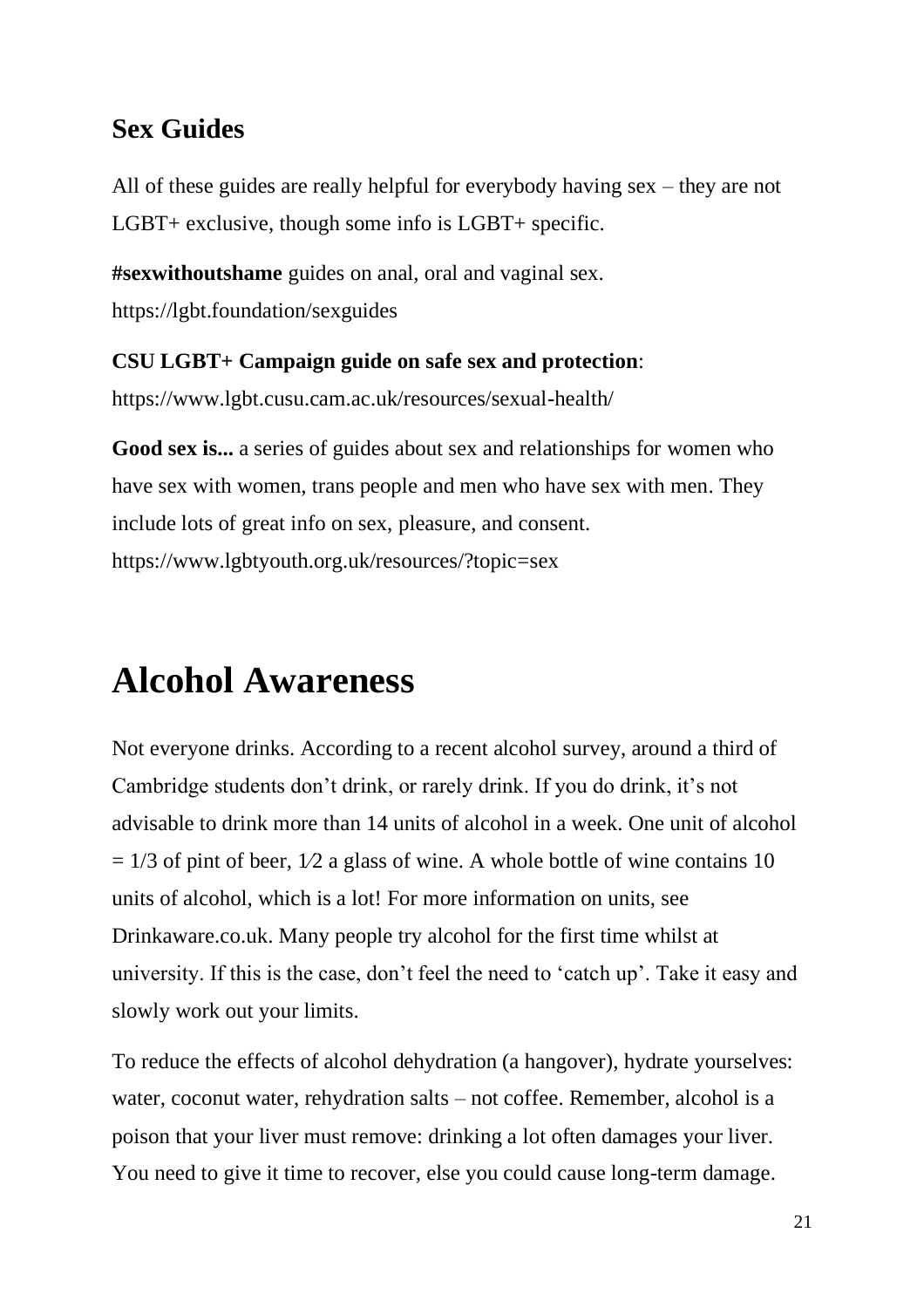### Sex Guides

All of these guides are really helpful for everybody having sex – they are not LGBT+ exclusive, though some info is LGBT+ specific.

**#sexwithoutshame** guides on anal, oral and vaginal sex.
https://lgbt.foundation/sexguides

**CSU LGBT+ Campaign guide on safe sex and protection**:
https://www.lgbt.cusu.cam.ac.uk/resources/sexual-health/

**Good sex is...** a series of guides about sex and relationships for women who have sex with women, trans people and men who have sex with men. They include lots of great info on sex, pleasure, and consent.
https://www.lgbtyouth.org.uk/resources/?topic=sex

# Alcohol Awareness

Not everyone drinks. According to a recent alcohol survey, around a third of Cambridge students don't drink, or rarely drink. If you do drink, it's not advisable to drink more than 14 units of alcohol in a week. One unit of alcohol = 1/3 of pint of beer, 1⁄2 a glass of wine. A whole bottle of wine contains 10 units of alcohol, which is a lot! For more information on units, see Drinkaware.co.uk. Many people try alcohol for the first time whilst at university. If this is the case, don't feel the need to 'catch up'. Take it easy and slowly work out your limits.

To reduce the effects of alcohol dehydration (a hangover), hydrate yourselves: water, coconut water, rehydration salts – not coffee. Remember, alcohol is a poison that your liver must remove: drinking a lot often damages your liver. You need to give it time to recover, else you could cause long-term damage.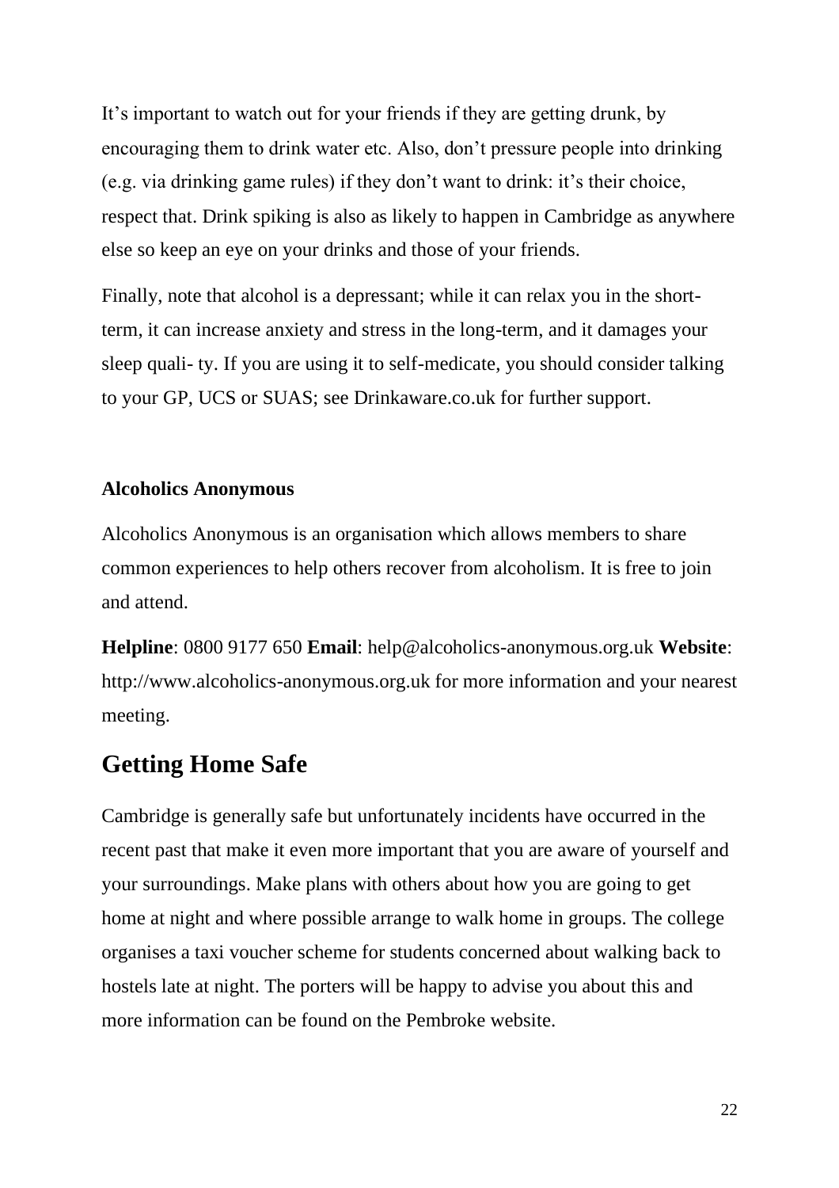It's important to watch out for your friends if they are getting drunk, by encouraging them to drink water etc. Also, don't pressure people into drinking (e.g. via drinking game rules) if they don't want to drink: it's their choice, respect that. Drink spiking is also as likely to happen in Cambridge as anywhere else so keep an eye on your drinks and those of your friends.

Finally, note that alcohol is a depressant; while it can relax you in the short-term, it can increase anxiety and stress in the long-term, and it damages your sleep quali- ty. If you are using it to self-medicate, you should consider talking to your GP, UCS or SUAS; see Drinkaware.co.uk for further support.

**Alcoholics Anonymous**

Alcoholics Anonymous is an organisation which allows members to share common experiences to help others recover from alcoholism. It is free to join and attend.

**Helpline**: 0800 9177 650 **Email**: help@alcoholics-anonymous.org.uk **Website**: http://www.alcoholics-anonymous.org.uk for more information and your nearest meeting.

## Getting Home Safe

Cambridge is generally safe but unfortunately incidents have occurred in the recent past that make it even more important that you are aware of yourself and your surroundings. Make plans with others about how you are going to get home at night and where possible arrange to walk home in groups. The college organises a taxi voucher scheme for students concerned about walking back to hostels late at night. The porters will be happy to advise you about this and more information can be found on the Pembroke website.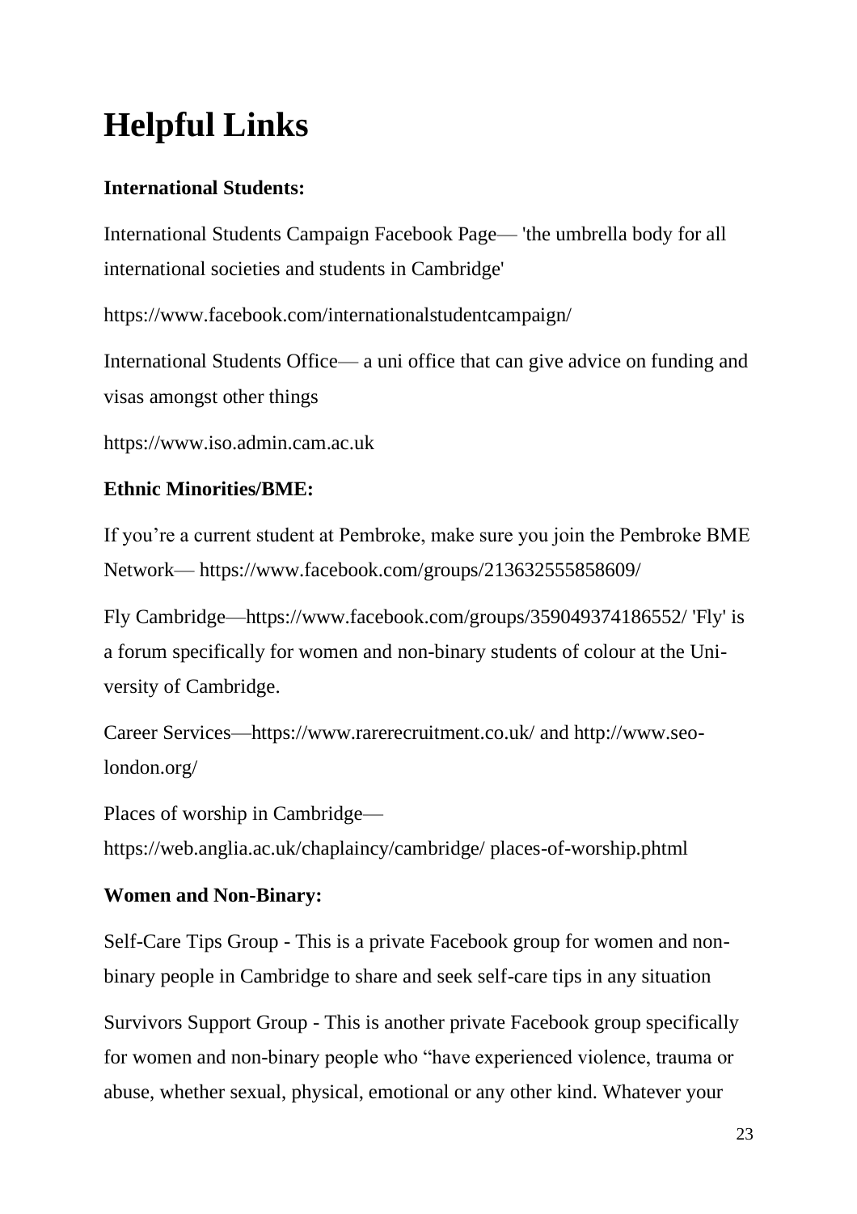# Helpful Links

**International Students:**

International Students Campaign Facebook Page— 'the umbrella body for all international societies and students in Cambridge'

https://www.facebook.com/internationalstudentcampaign/

International Students Office— a uni office that can give advice on funding and visas amongst other things

https://www.iso.admin.cam.ac.uk

**Ethnic Minorities/BME:**

If you're a current student at Pembroke, make sure you join the Pembroke BME Network— https://www.facebook.com/groups/213632555858609/

Fly Cambridge—https://www.facebook.com/groups/359049374186552/ 'Fly' is a forum specifically for women and non-binary students of colour at the University of Cambridge.

Career Services—https://www.rarerecruitment.co.uk/ and http://www.seo-london.org/

Places of worship in Cambridge—
https://web.anglia.ac.uk/chaplaincy/cambridge/ places-of-worship.phtml

**Women and Non-Binary:**

Self-Care Tips Group - This is a private Facebook group for women and non-binary people in Cambridge to share and seek self-care tips in any situation

Survivors Support Group - This is another private Facebook group specifically for women and non-binary people who "have experienced violence, trauma or abuse, whether sexual, physical, emotional or any other kind. Whatever your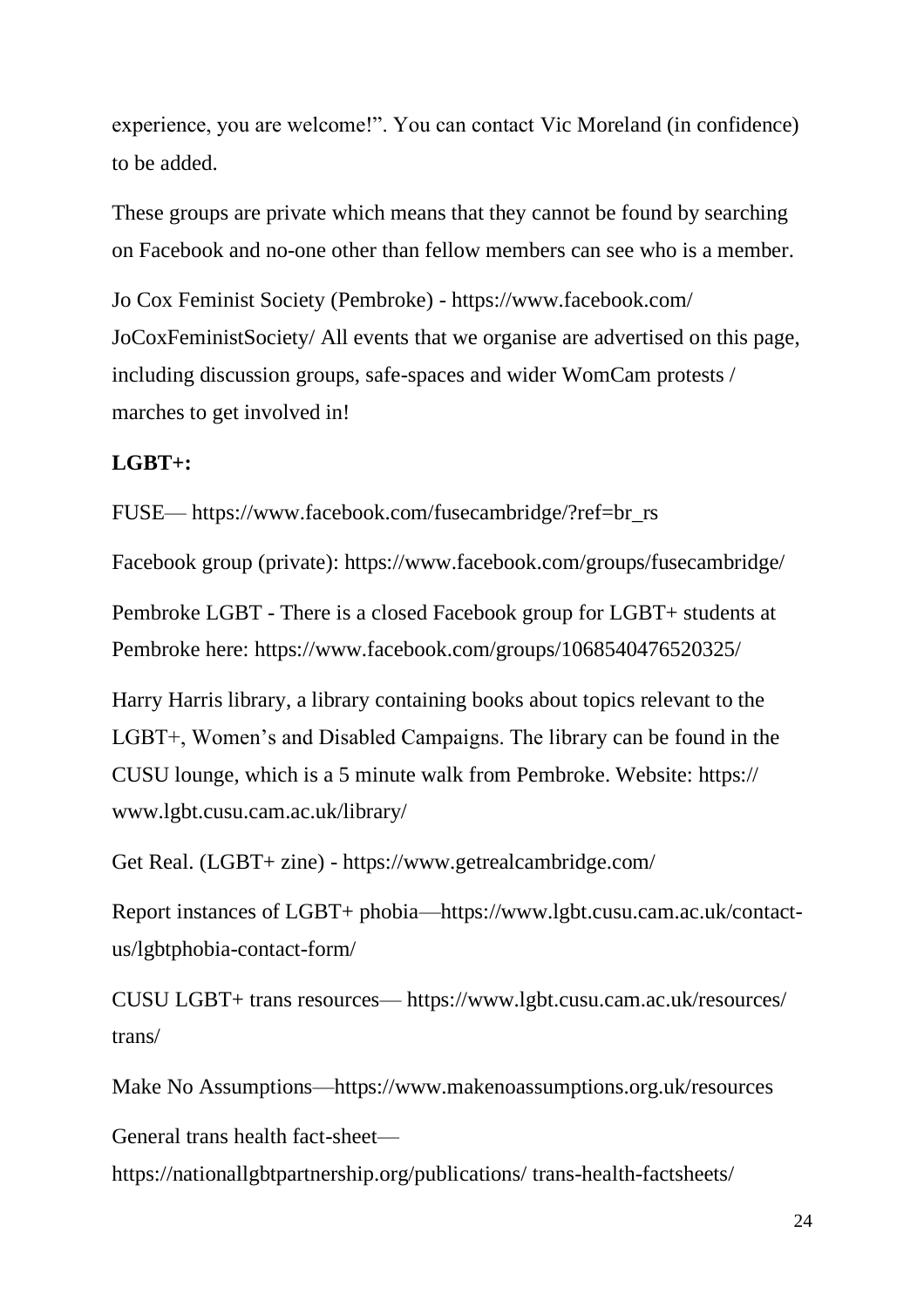experience, you are welcome!". You can contact Vic Moreland (in confidence) to be added.

These groups are private which means that they cannot be found by searching on Facebook and no-one other than fellow members can see who is a member.

Jo Cox Feminist Society (Pembroke) - https://www.facebook.com/JoCoxFeministSociety/ All events that we organise are advertised on this page, including discussion groups, safe-spaces and wider WomCam protests / marches to get involved in!

**LGBT+:**

FUSE— https://www.facebook.com/fusecambridge/?ref=br_rs

Facebook group (private): https://www.facebook.com/groups/fusecambridge/

Pembroke LGBT - There is a closed Facebook group for LGBT+ students at Pembroke here: https://www.facebook.com/groups/1068540476520325/

Harry Harris library, a library containing books about topics relevant to the LGBT+, Women's and Disabled Campaigns. The library can be found in the CUSU lounge, which is a 5 minute walk from Pembroke. Website: https://www.lgbt.cusu.cam.ac.uk/library/

Get Real. (LGBT+ zine) - https://www.getrealcambridge.com/

Report instances of LGBT+ phobia—https://www.lgbt.cusu.cam.ac.uk/contact-us/lgbtphobia-contact-form/

CUSU LGBT+ trans resources— https://www.lgbt.cusu.cam.ac.uk/resources/trans/

Make No Assumptions—https://www.makenoassumptions.org.uk/resources

General trans health fact-sheet—
https://nationallgbtpartnership.org/publications/ trans-health-factsheets/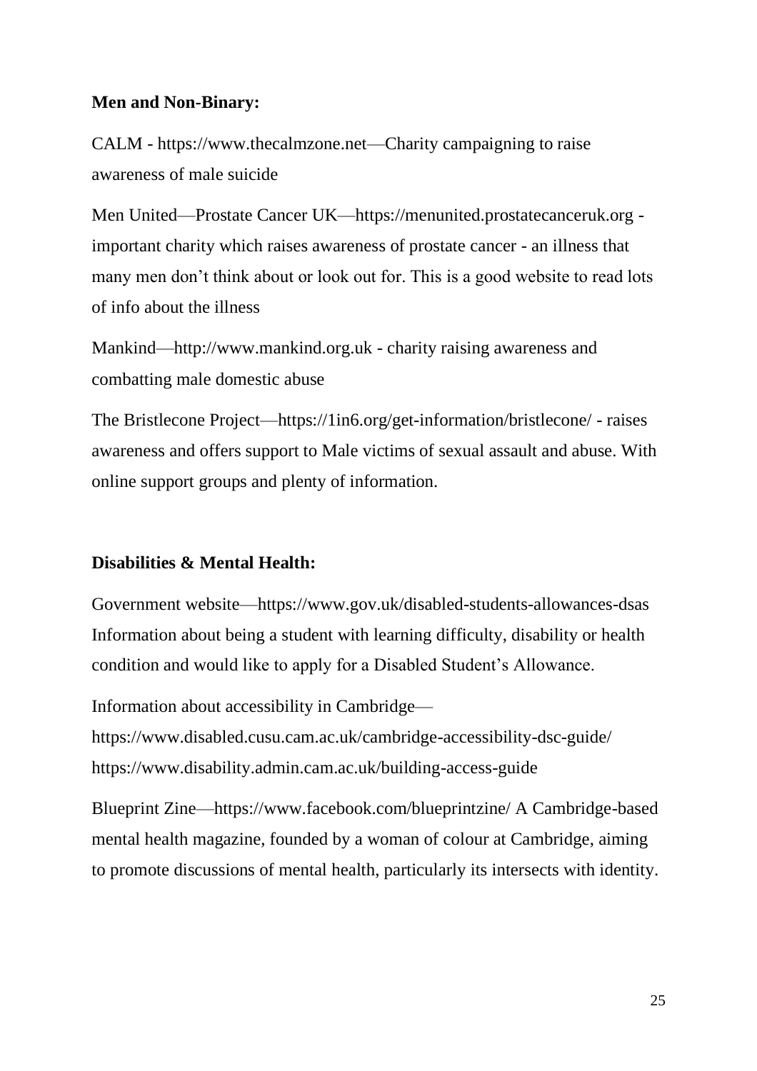**Men and Non-Binary:**

CALM - https://www.thecalmzone.net—Charity campaigning to raise awareness of male suicide

Men United—Prostate Cancer UK—https://menunited.prostatecanceruk.org - important charity which raises awareness of prostate cancer - an illness that many men don't think about or look out for. This is a good website to read lots of info about the illness

Mankind—http://www.mankind.org.uk - charity raising awareness and combatting male domestic abuse

The Bristlecone Project—https://1in6.org/get-information/bristlecone/ - raises awareness and offers support to Male victims of sexual assault and abuse. With online support groups and plenty of information.

**Disabilities & Mental Health:**

Government website—https://www.gov.uk/disabled-students-allowances-dsas Information about being a student with learning difficulty, disability or health condition and would like to apply for a Disabled Student's Allowance.

Information about accessibility in Cambridge—
https://www.disabled.cusu.cam.ac.uk/cambridge-accessibility-dsc-guide/
https://www.disability.admin.cam.ac.uk/building-access-guide

Blueprint Zine—https://www.facebook.com/blueprintzine/ A Cambridge-based mental health magazine, founded by a woman of colour at Cambridge, aiming to promote discussions of mental health, particularly its intersects with identity.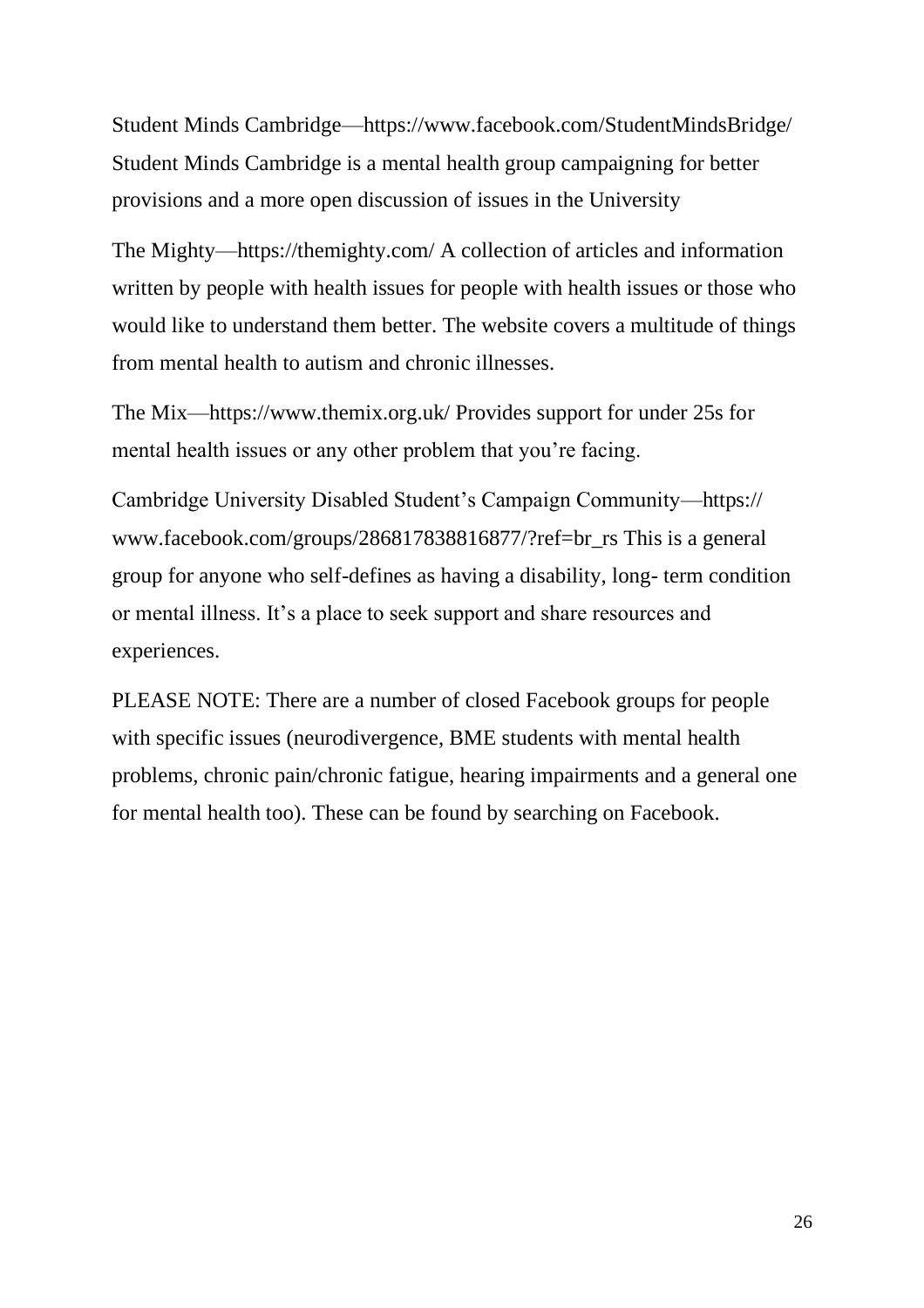Student Minds Cambridge—https://www.facebook.com/StudentMindsBridge/ Student Minds Cambridge is a mental health group campaigning for better provisions and a more open discussion of issues in the University

The Mighty—https://themighty.com/ A collection of articles and information written by people with health issues for people with health issues or those who would like to understand them better. The website covers a multitude of things from mental health to autism and chronic illnesses.

The Mix—https://www.themix.org.uk/ Provides support for under 25s for mental health issues or any other problem that you're facing.

Cambridge University Disabled Student's Campaign Community—https://www.facebook.com/groups/286817838816877/?ref=br_rs This is a general group for anyone who self-defines as having a disability, long- term condition or mental illness. It's a place to seek support and share resources and experiences.

PLEASE NOTE: There are a number of closed Facebook groups for people with specific issues (neurodivergence, BME students with mental health problems, chronic pain/chronic fatigue, hearing impairments and a general one for mental health too). These can be found by searching on Facebook.